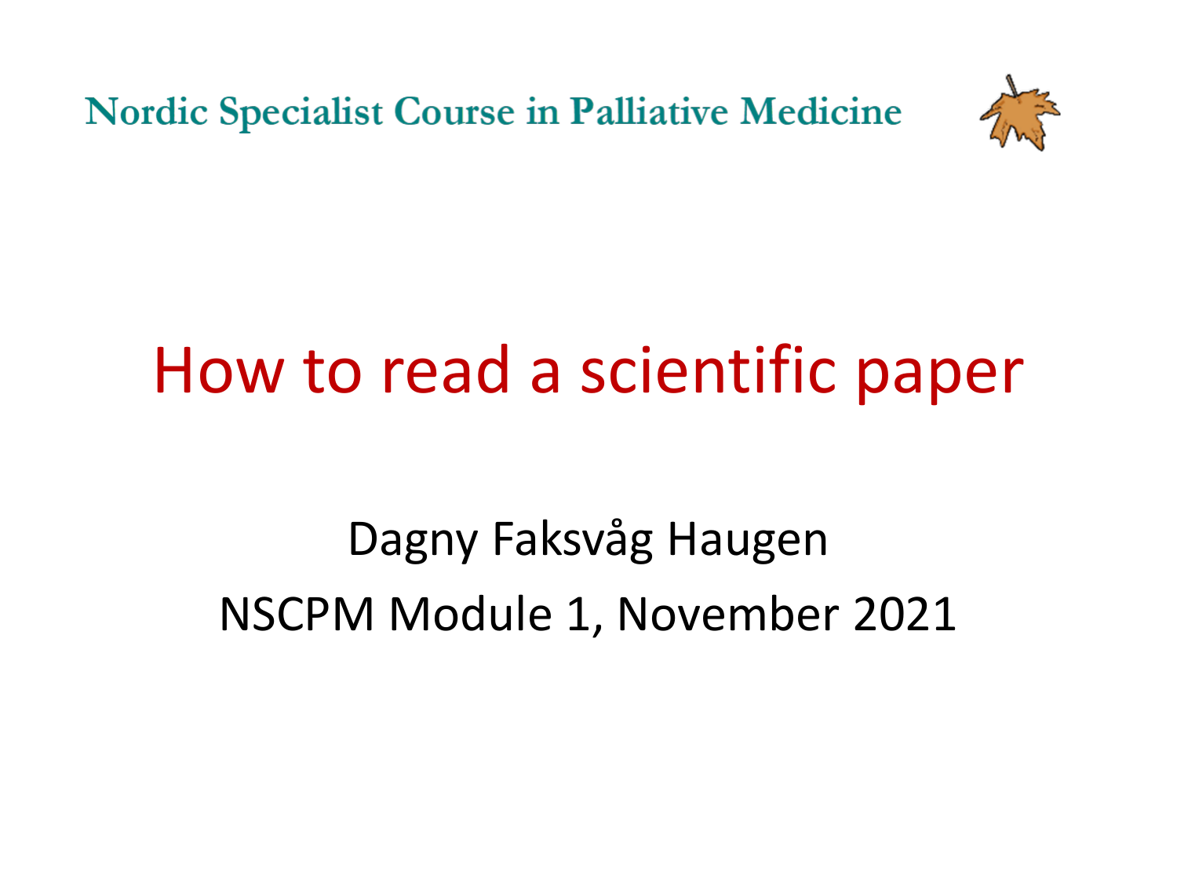Nordic Specialist Course in Palliative Medicine

# How to read a scientific paper

Dagny Faksvåg Haugen

NSCPM Module 1, November 2021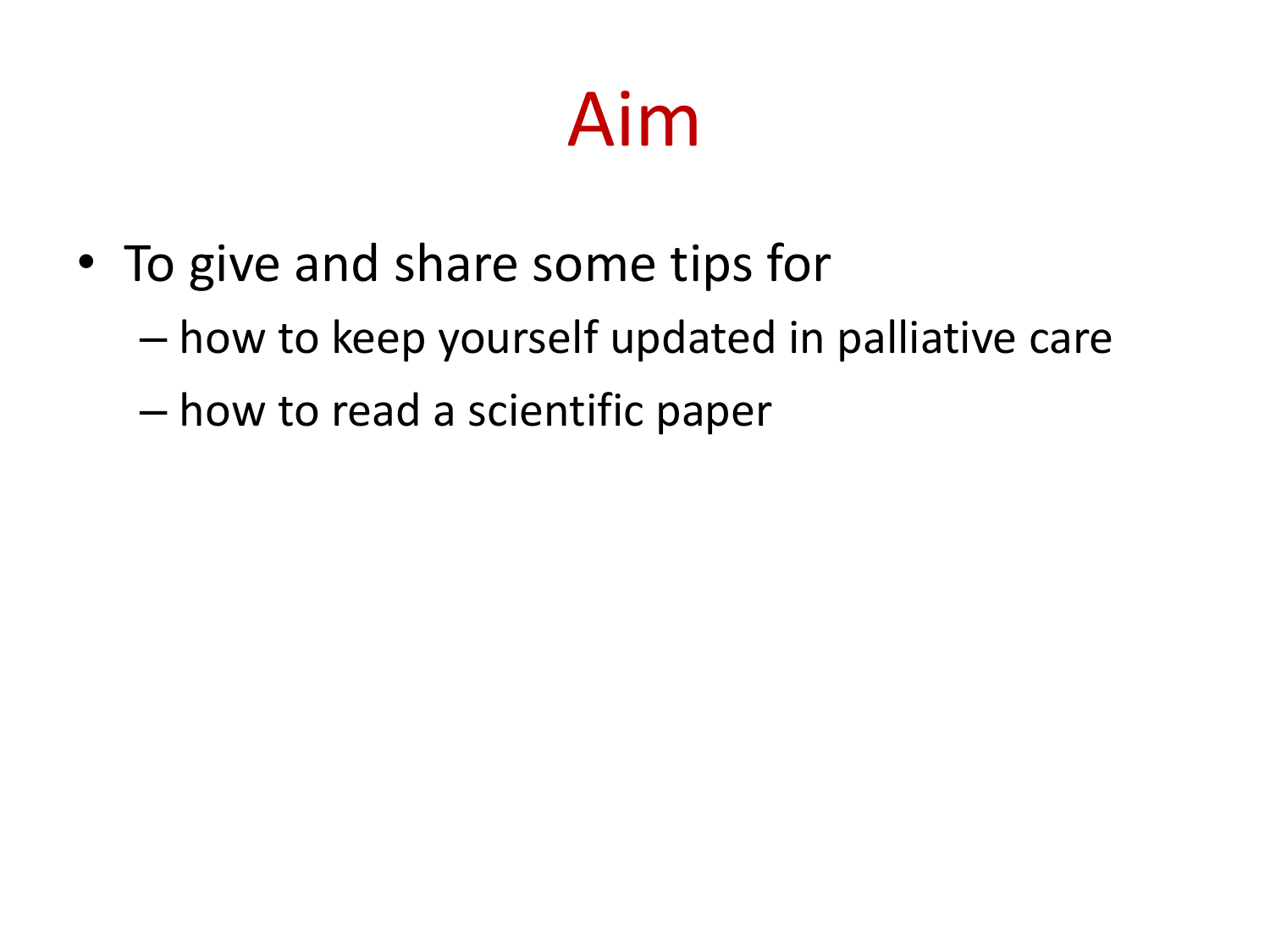# Aim

- To give and share some tips for
  - how to keep yourself updated in palliative care
  - how to read a scientific paper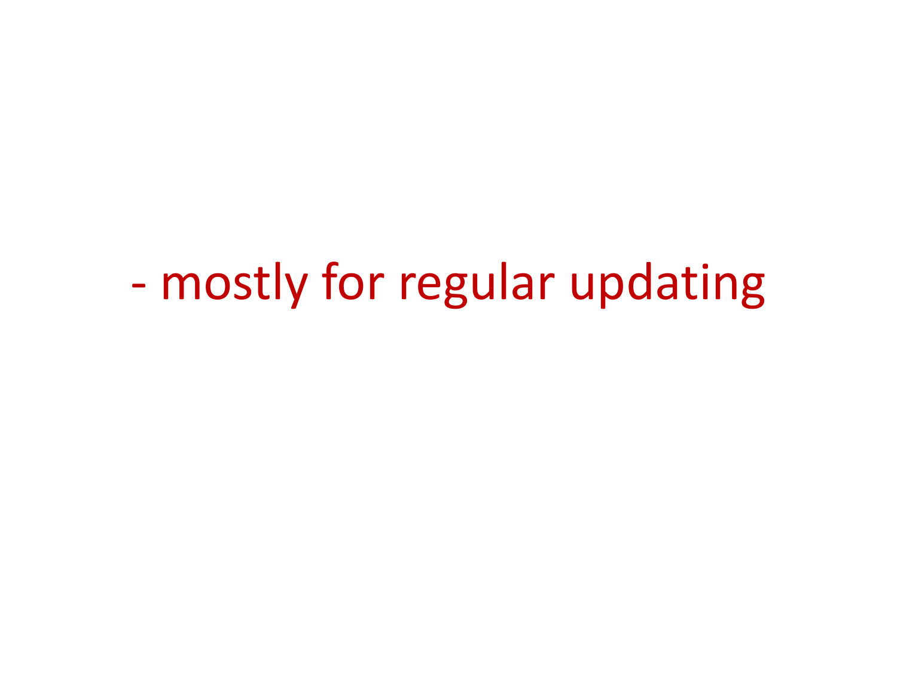- mostly for regular updating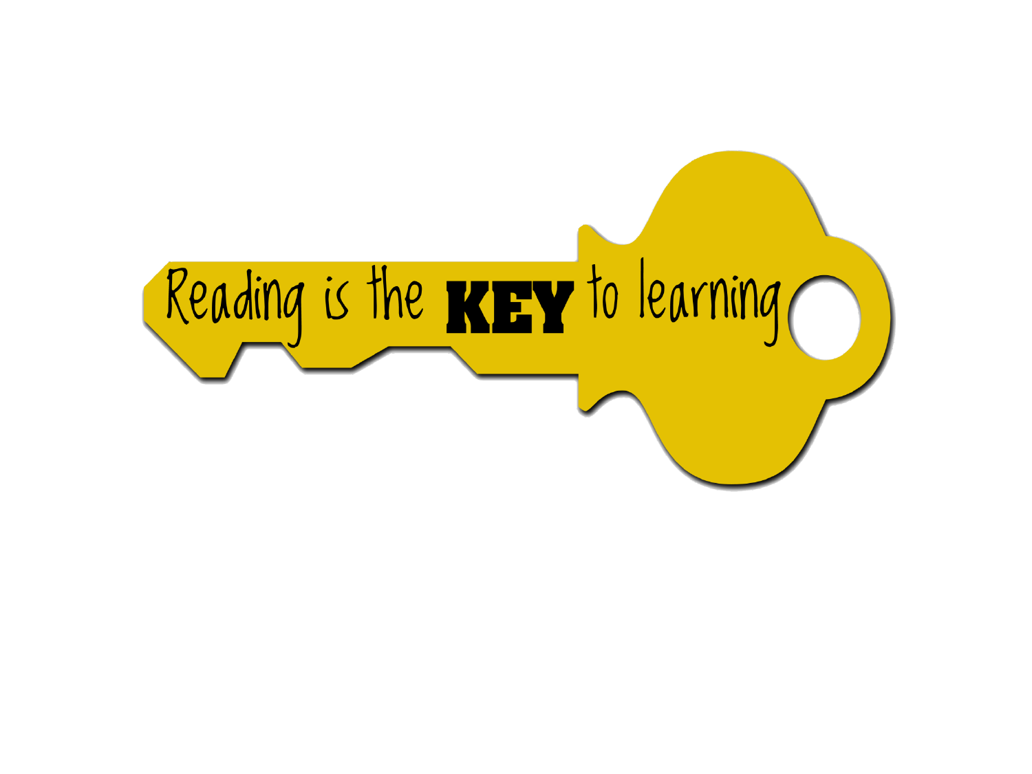Reading is the **KEY** to learning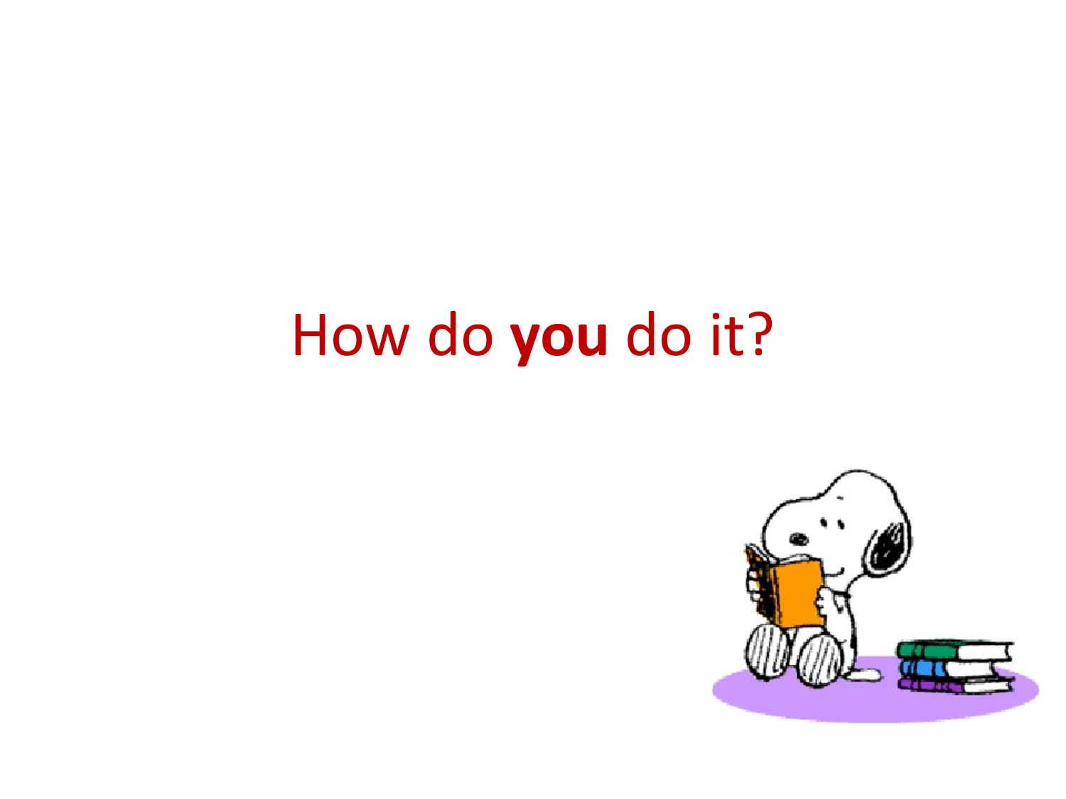How do **you** do it?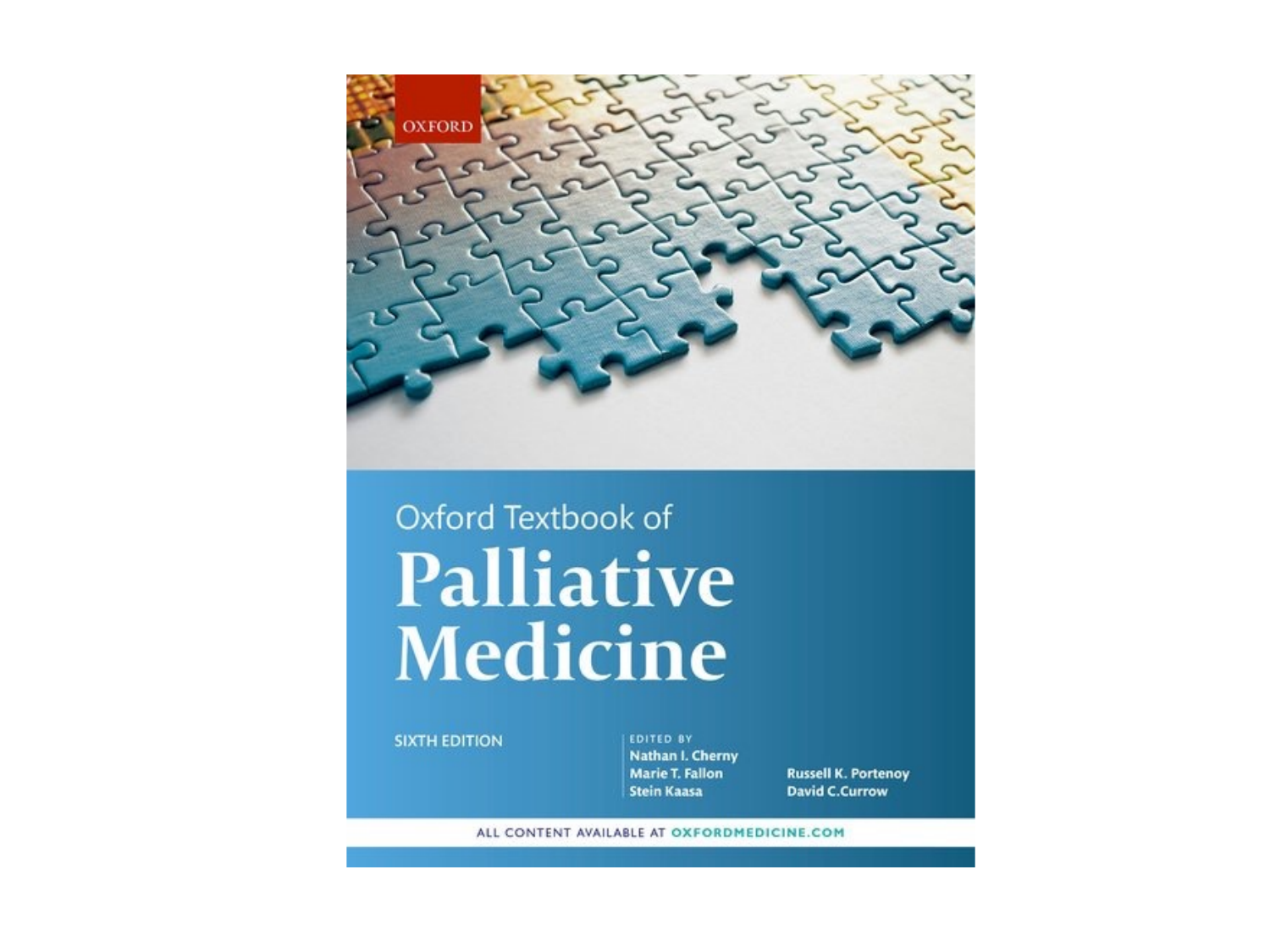OXFORD

Oxford Textbook of

# Palliative Medicine

SIXTH EDITION

EDITED BY
Nathan I. Cherny
Marie T. Fallon
Stein Kaasa
Russell K. Portenoy
David C.Currow

ALL CONTENT AVAILABLE AT OXFORDMEDICINE.COM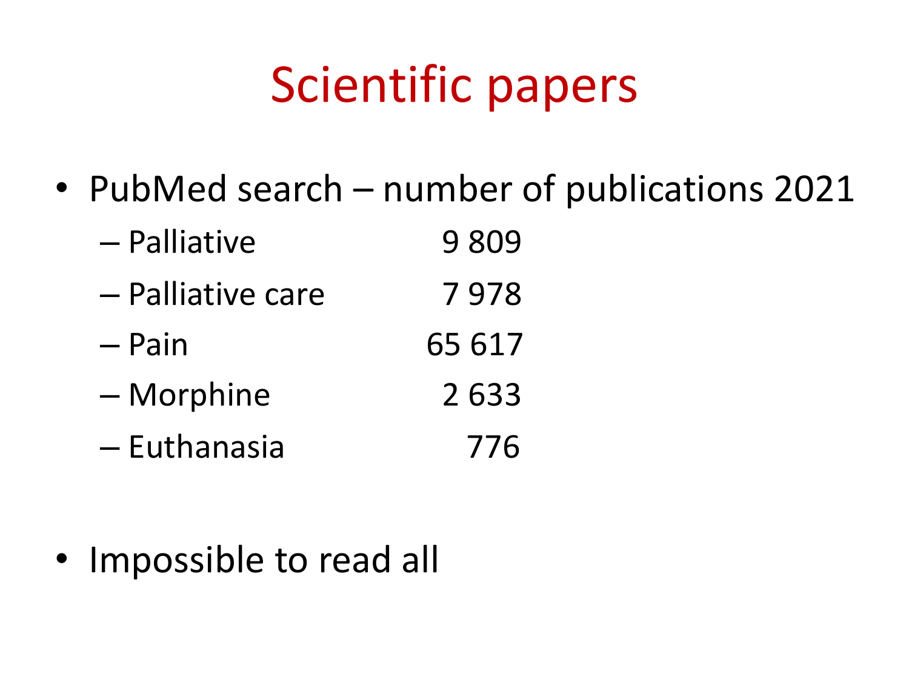# Scientific papers

- PubMed search – number of publications 2021
  - Palliative 9 809
  - Palliative care 7 978
  - Pain 65 617
  - Morphine 2 633
  - Euthanasia 776
- Impossible to read all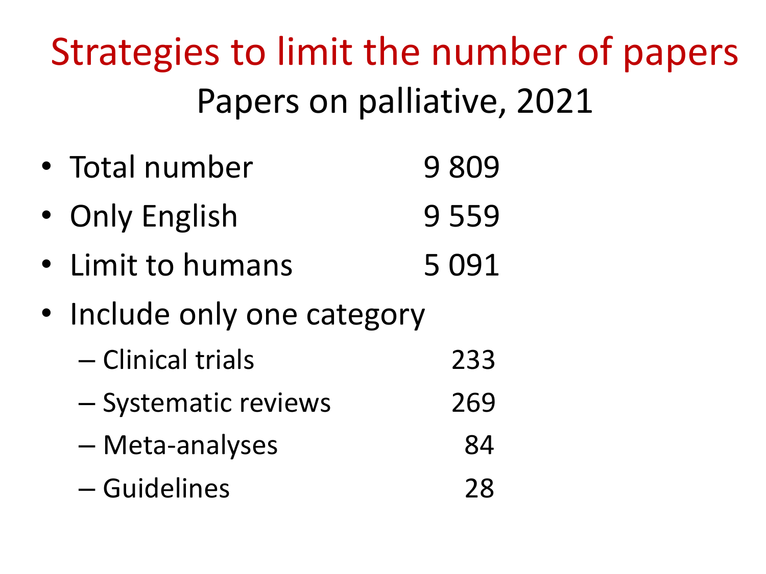# Strategies to limit the number of papers

## Papers on palliative, 2021

- Total number 9 809
- Only English 9 559
- Limit to humans 5 091
- Include only one category
  - Clinical trials 233
  - Systematic reviews 269
  - Meta-analyses 84
  - Guidelines 28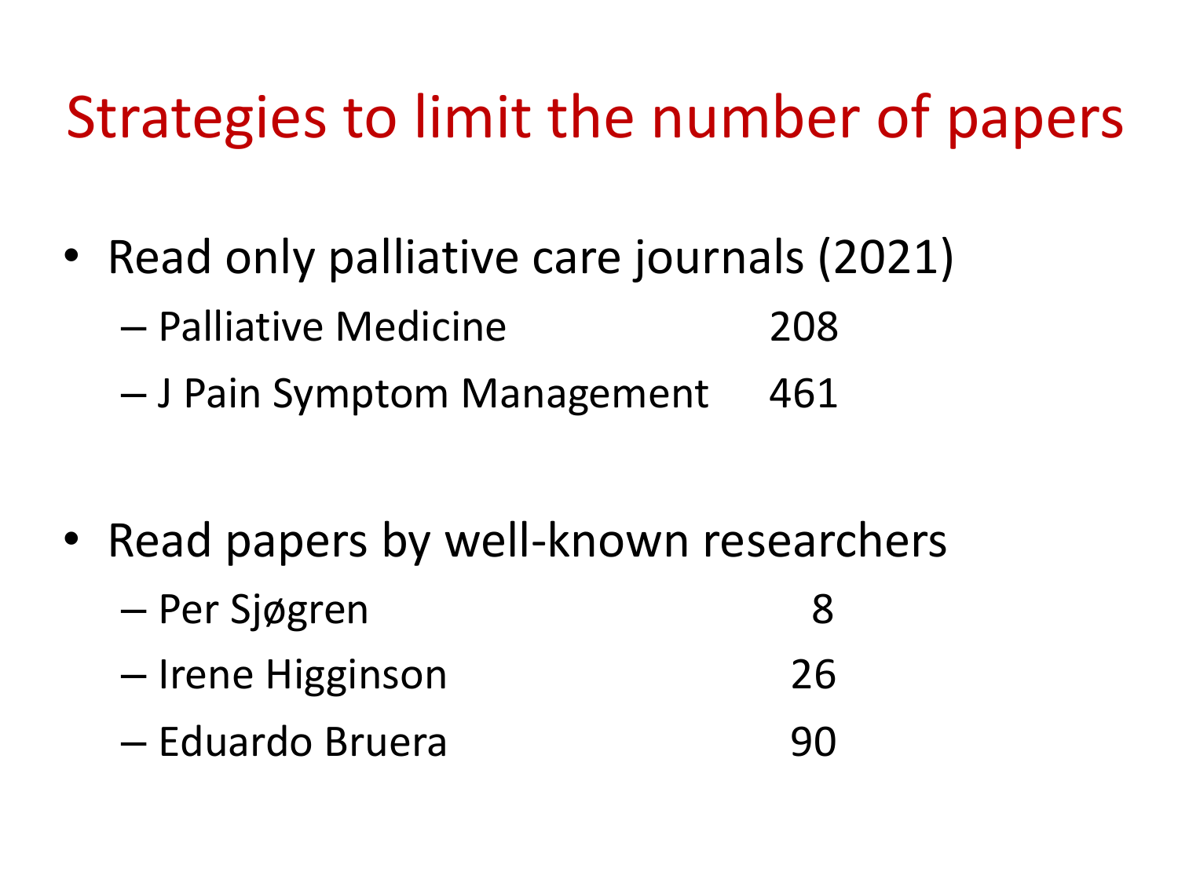# Strategies to limit the number of papers

- Read only palliative care journals (2021)
  - Palliative Medicine 208
  - J Pain Symptom Management 461

- Read papers by well-known researchers
  - Per Sjøgren 8
  - Irene Higginson 26
  - Eduardo Bruera 90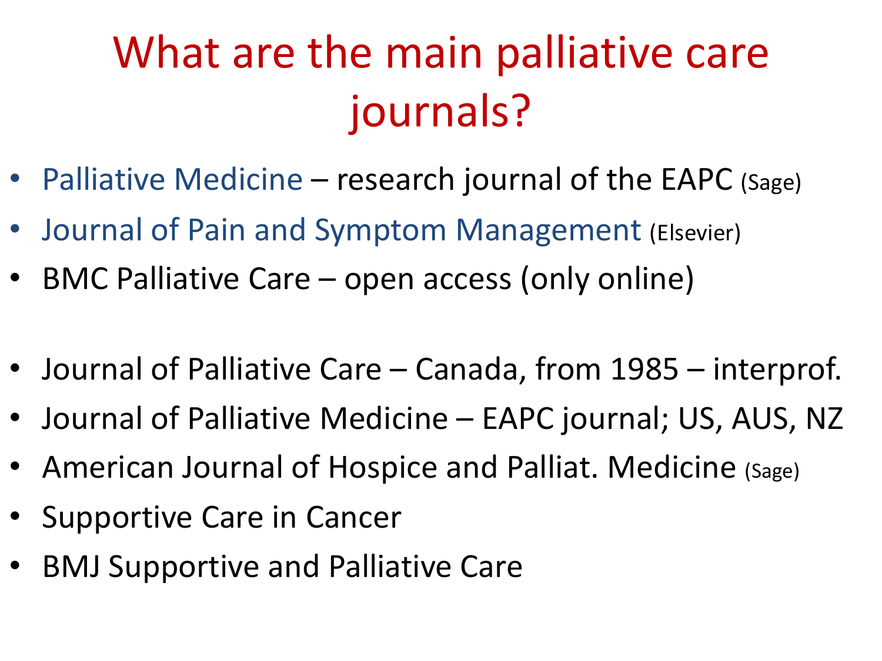# What are the main palliative care journals?

- Palliative Medicine – research journal of the EAPC (Sage)
- Journal of Pain and Symptom Management (Elsevier)
- BMC Palliative Care – open access (only online)

- Journal of Palliative Care – Canada, from 1985 – interprof.
- Journal of Palliative Medicine – EAPC journal; US, AUS, NZ
- American Journal of Hospice and Palliat. Medicine (Sage)
- Supportive Care in Cancer
- BMJ Supportive and Palliative Care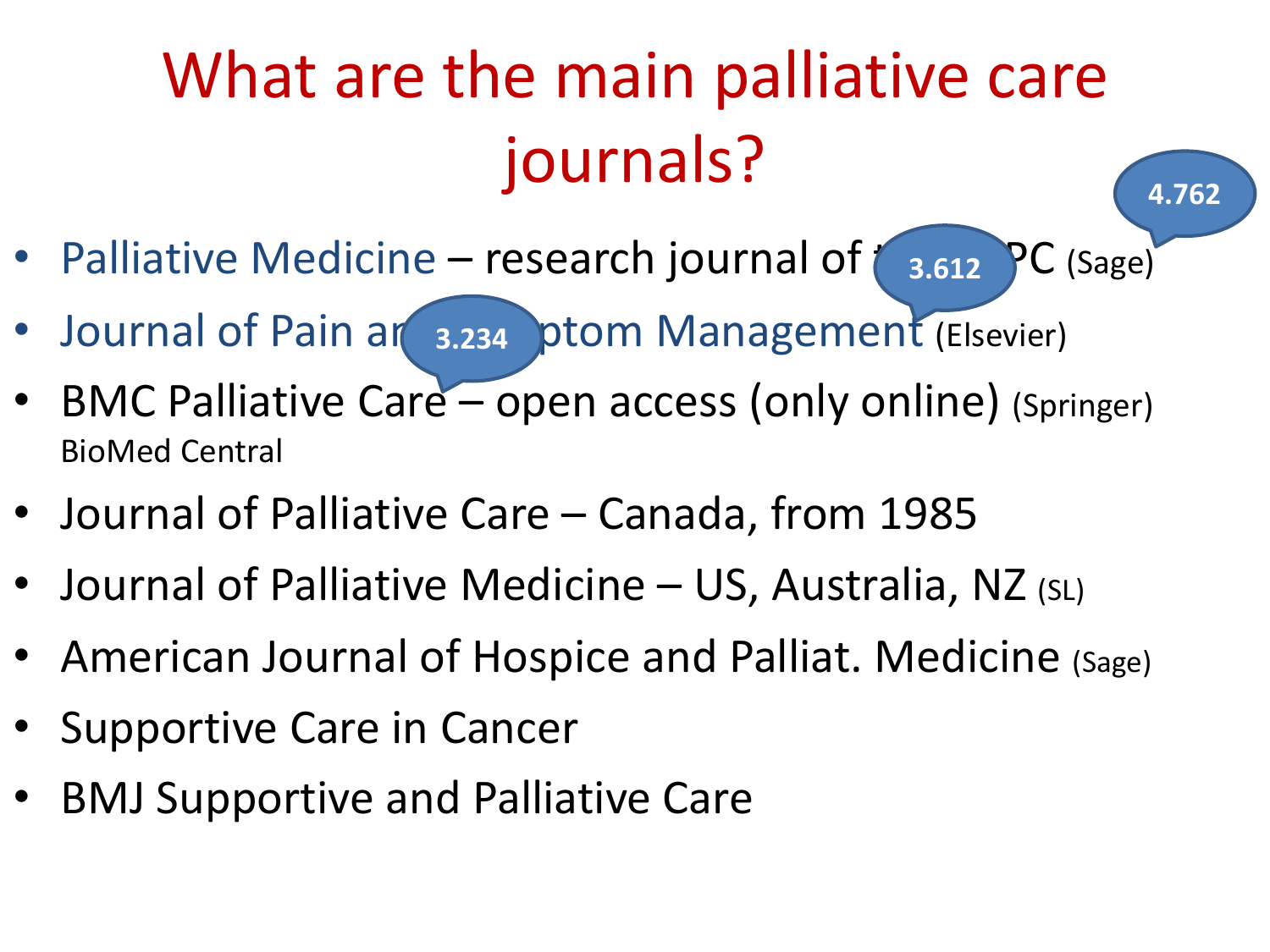# What are the main palliative care journals?

4.762

- Palliative Medicine – research journal of t 3.612 PC (Sage)
- Journal of Pain ar 3.234 ptom Management (Elsevier)
- BMC Palliative Care – open access (only online) (Springer) BioMed Central
- Journal of Palliative Care – Canada, from 1985
- Journal of Palliative Medicine – US, Australia, NZ (SL)
- American Journal of Hospice and Palliat. Medicine (Sage)
- Supportive Care in Cancer
- BMJ Supportive and Palliative Care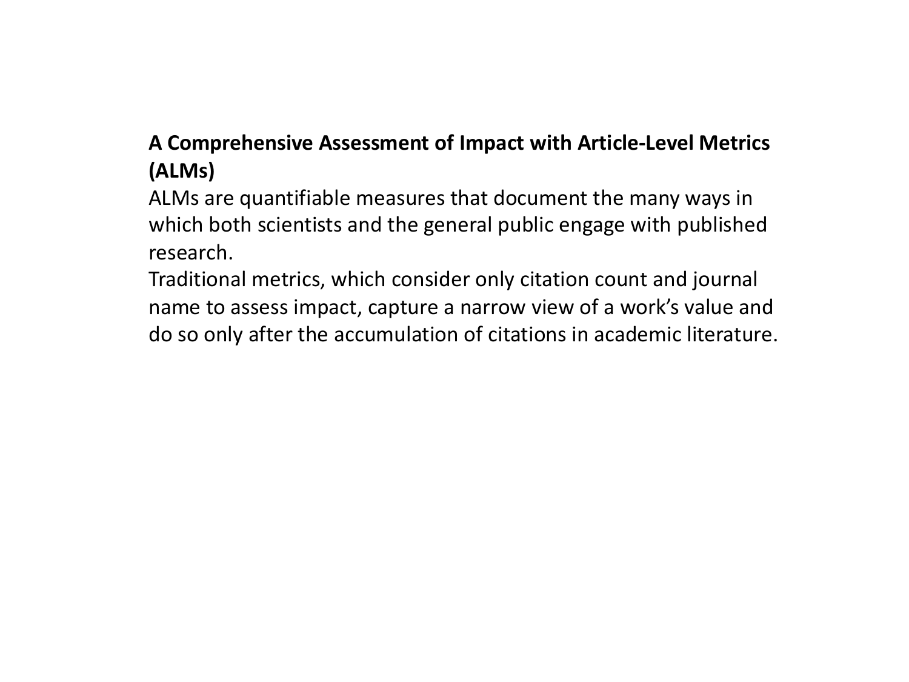**A Comprehensive Assessment of Impact with Article-Level Metrics (ALMs)**

ALMs are quantifiable measures that document the many ways in which both scientists and the general public engage with published research.

Traditional metrics, which consider only citation count and journal name to assess impact, capture a narrow view of a work's value and do so only after the accumulation of citations in academic literature.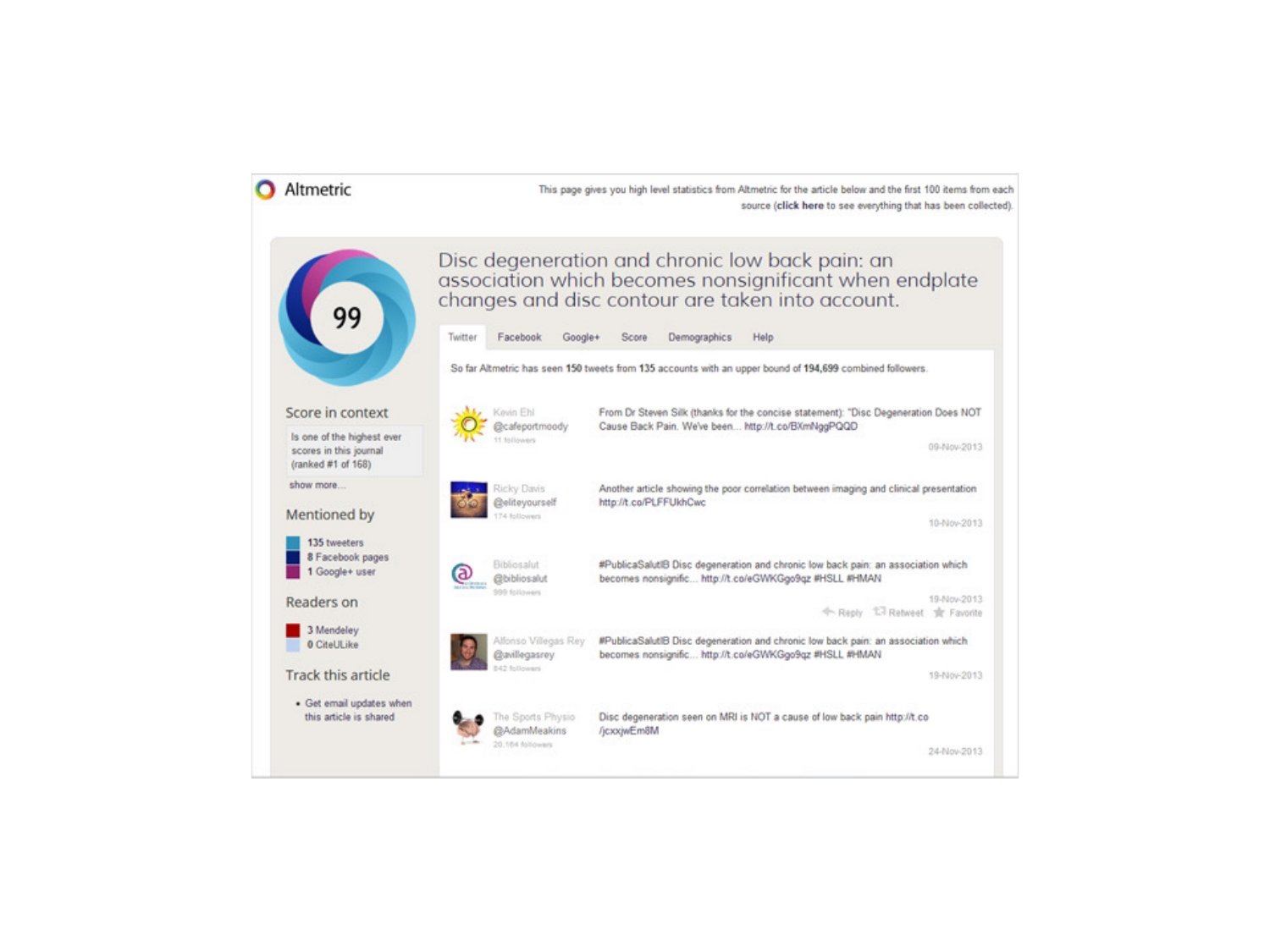Altmetric

This page gives you high level statistics from Altmetric for the article below and the first 100 items from each source (**click here** to see everything that has been collected).

99

# Disc degeneration and chronic low back pain: an association which becomes nonsignificant when endplate changes and disc contour are taken into account.

Twitter | Facebook | Google+ | Score | Demographics | Help

So far Altmetric has seen **150** tweets from **135** accounts with an upper bound of **194,699** combined followers.

## Score in context

Is one of the highest ever scores in this journal (ranked #1 of 168)

show more...

## Mentioned by

- 135 tweeters
- 8 Facebook pages
- 1 Google+ user

## Readers on

- 3 Mendeley
- 0 CiteULike

## Track this article

- Get email updates when this article is shared

---

Kevin Ehl
@cafeportmoody
11 followers

From Dr Steven Silk (thanks for the concise statement): "Disc Degeneration Does NOT Cause Back Pain. We've been... http://t.co/BXmNggPQQD

09-Nov-2013

Ricky Davis
@eliteyourself
174 followers

Another article showing the poor correlation between imaging and clinical presentation http://t.co/PLFFUKhCwc

10-Nov-2013

Bibliosalut
@bibliosalut
990 followers

#PublicaSalutIB Disc degeneration and chronic low back pain: an association which becomes nonsignific... http://t.co/eGWKGgo9qz #HSLL #HMAN

19-Nov-2013

Reply Retweet Favorite

Alfonso Villegas Rey
@avillegasrey
842 followers

#PublicaSalutIB Disc degeneration and chronic low back pain: an association which becomes nonsignific... http://t.co/eGWKGgo9qz #HSLL #HMAN

19-Nov-2013

The Sports Physio
@AdamMeakins
20,164 followers

Disc degeneration seen on MRI is NOT a cause of low back pain http://t.co/jcxxjwEm8M

24-Nov-2013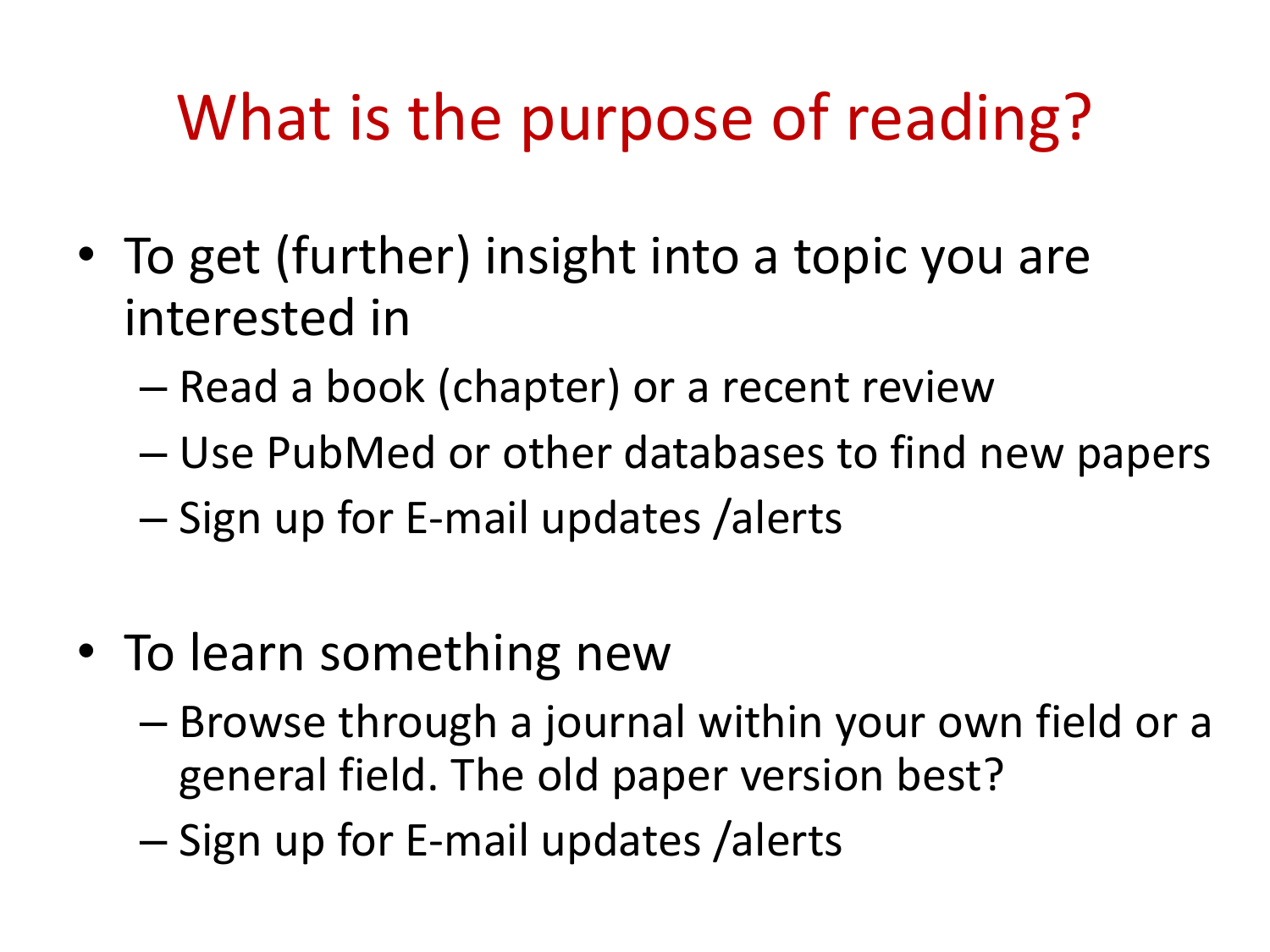# What is the purpose of reading?

- To get (further) insight into a topic you are interested in
  - Read a book (chapter) or a recent review
  - Use PubMed or other databases to find new papers
  - Sign up for E-mail updates /alerts

- To learn something new
  - Browse through a journal within your own field or a general field. The old paper version best?
  - Sign up for E-mail updates /alerts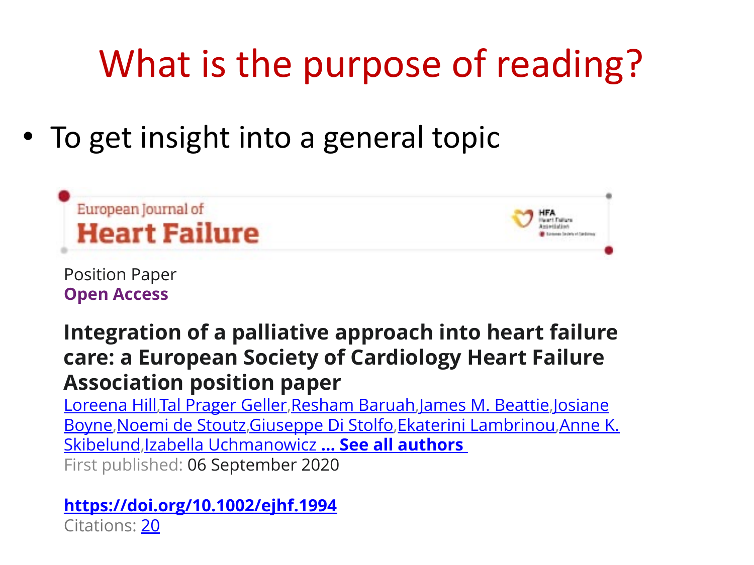# What is the purpose of reading?

- To get insight into a general topic

European Journal of
**Heart Failure**

HFA Heart Failure Association

Position Paper
**Open Access**

**Integration of a palliative approach into heart failure care: a European Society of Cardiology Heart Failure Association position paper**

Loreena Hill, Tal Prager Geller, Resham Baruah, James M. Beattie, Josiane Boyne, Noemi de Stoutz, Giuseppe Di Stolfo, Ekaterini Lambrinou, Anne K. Skibelund, Izabella Uchmanowicz **... See all authors**

First published: 06 September 2020

**https://doi.org/10.1002/ejhf.1994**

Citations: 20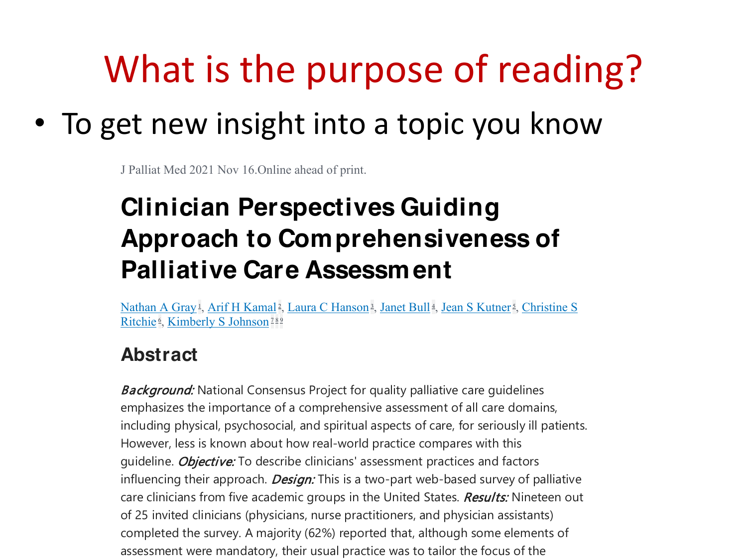# What is the purpose of reading?

- To get new insight into a topic you know

J Palliat Med 2021 Nov 16.Online ahead of print.

## Clinician Perspectives Guiding Approach to Comprehensiveness of Palliative Care Assessment

Nathan A Gray[1], Arif H Kamal[2], Laura C Hanson[3], Janet Bull[4], Jean S Kutner[5], Christine S Ritchie[6], Kimberly S Johnson[7,8,9]

### Abstract

*Background:* National Consensus Project for quality palliative care guidelines emphasizes the importance of a comprehensive assessment of all care domains, including physical, psychosocial, and spiritual aspects of care, for seriously ill patients. However, less is known about how real-world practice compares with this guideline. *Objective:* To describe clinicians' assessment practices and factors influencing their approach. *Design:* This is a two-part web-based survey of palliative care clinicians from five academic groups in the United States. *Results:* Nineteen out of 25 invited clinicians (physicians, nurse practitioners, and physician assistants) completed the survey. A majority (62%) reported that, although some elements of assessment were mandatory, their usual practice was to tailor the focus of the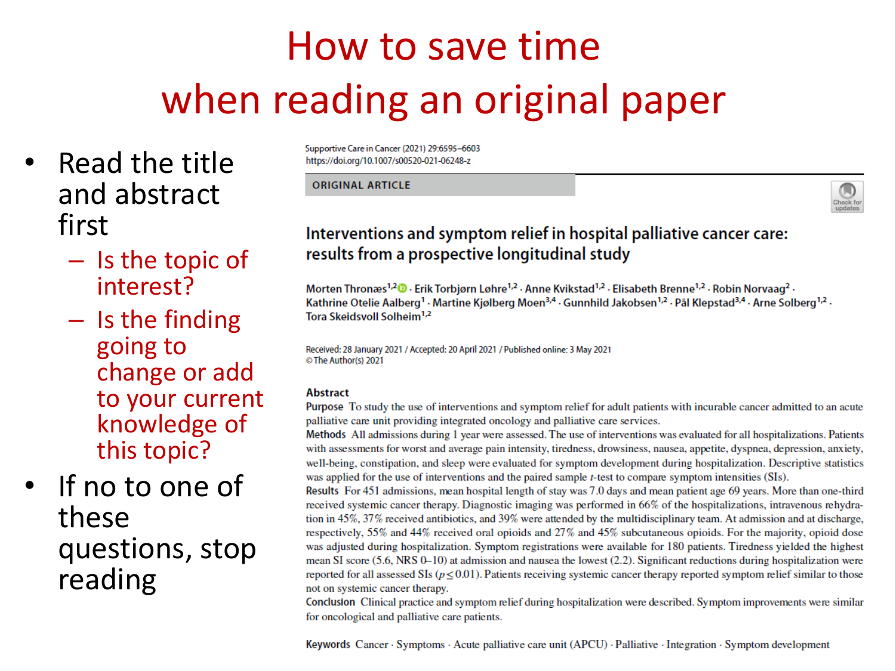# How to save time when reading an original paper

- Read the title and abstract first
  - Is the topic of interest?
  - Is the finding going to change or add to your current knowledge of this topic?
- If no to one of these questions, stop reading

Supportive Care in Cancer (2021) 29:6595–6603
https://doi.org/10.1007/s00520-021-06248-z

ORIGINAL ARTICLE

## Interventions and symptom relief in hospital palliative cancer care: results from a prospective longitudinal study

Morten Thronæs[1,2] · Erik Torbjørn Løhre[1,2] · Anne Kvikstad[1,2] · Elisabeth Brenne[1,2] · Robin Norvaag[2] · Kathrine Otelie Aalberg[1] · Martine Kjølberg Moen[3,4] · Gunnhild Jakobsen[1,2] · Pål Klepstad[3,4] · Arne Solberg[1,2] · Tora Skeidsvoll Solheim[1,2]

Received: 28 January 2021 / Accepted: 20 April 2021 / Published online: 3 May 2021
© The Author(s) 2021

### Abstract

**Purpose** To study the use of interventions and symptom relief for adult patients with incurable cancer admitted to an acute palliative care unit providing integrated oncology and palliative care services.

**Methods** All admissions during 1 year were assessed. The use of interventions was evaluated for all hospitalizations. Patients with assessments for worst and average pain intensity, tiredness, drowsiness, nausea, appetite, dyspnea, depression, anxiety, well-being, constipation, and sleep were evaluated for symptom development during hospitalization. Descriptive statistics was applied for the use of interventions and the paired sample $t$-test to compare symptom intensities (SIs).

**Results** For 451 admissions, mean hospital length of stay was 7.0 days and mean patient age 69 years. More than one-third received systemic cancer therapy. Diagnostic imaging was performed in 66% of the hospitalizations, intravenous rehydration in 45%, 37% received antibiotics, and 39% were attended by the multidisciplinary team. At admission and at discharge, respectively, 55% and 44% received oral opioids and 27% and 45% subcutaneous opioids. For the majority, opioid dose was adjusted during hospitalization. Symptom registrations were available for 180 patients. Tiredness yielded the highest mean SI score (5.6, NRS 0–10) at admission and nausea the lowest (2.2). Significant reductions during hospitalization were reported for all assessed SIs ($p \leq 0.01$). Patients receiving systemic cancer therapy reported symptom relief similar to those not on systemic cancer therapy.

**Conclusion** Clinical practice and symptom relief during hospitalization were described. Symptom improvements were similar for oncological and palliative care patients.

**Keywords** Cancer · Symptoms · Acute palliative care unit (APCU) · Palliative · Integration · Symptom development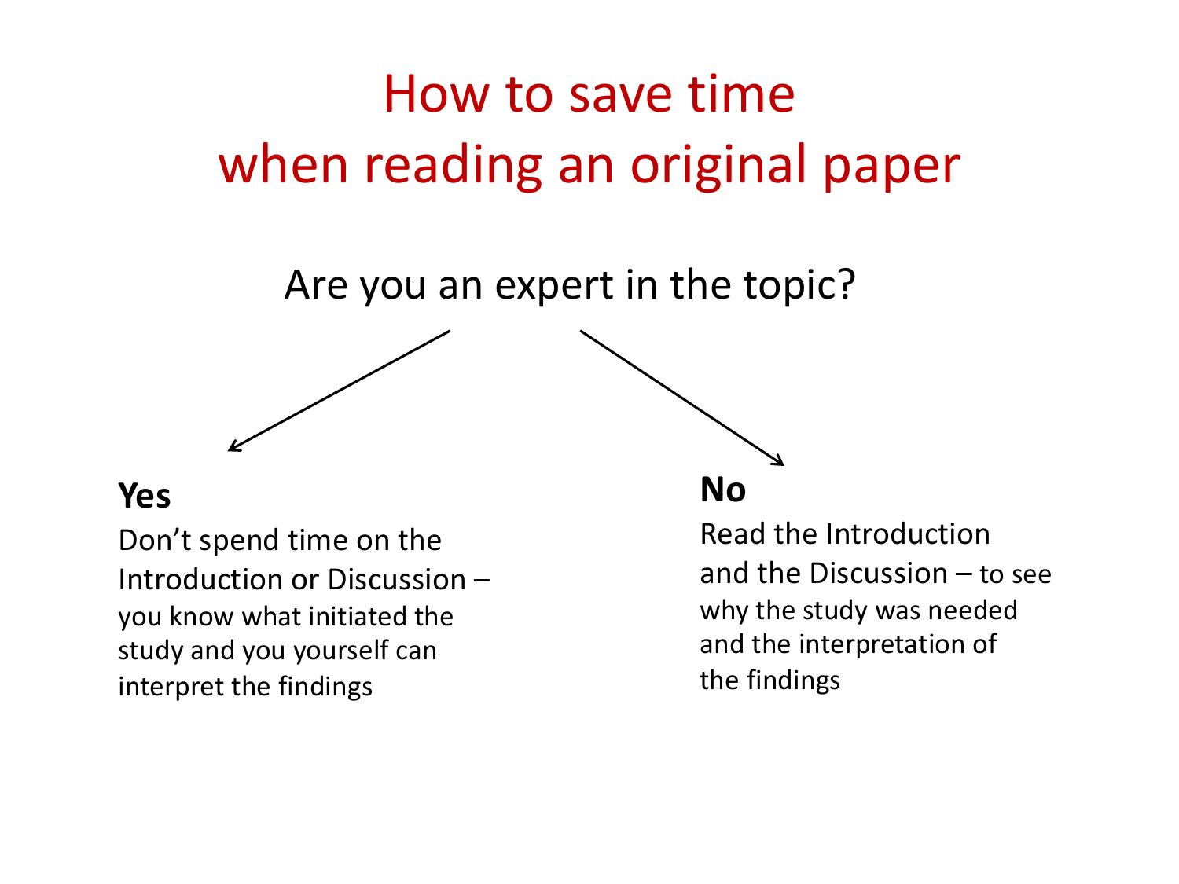# How to save time when reading an original paper

Are you an expert in the topic?

**Yes**

Don't spend time on the Introduction or Discussion – you know what initiated the study and you yourself can interpret the findings

**No**

Read the Introduction and the Discussion – to see why the study was needed and the interpretation of the findings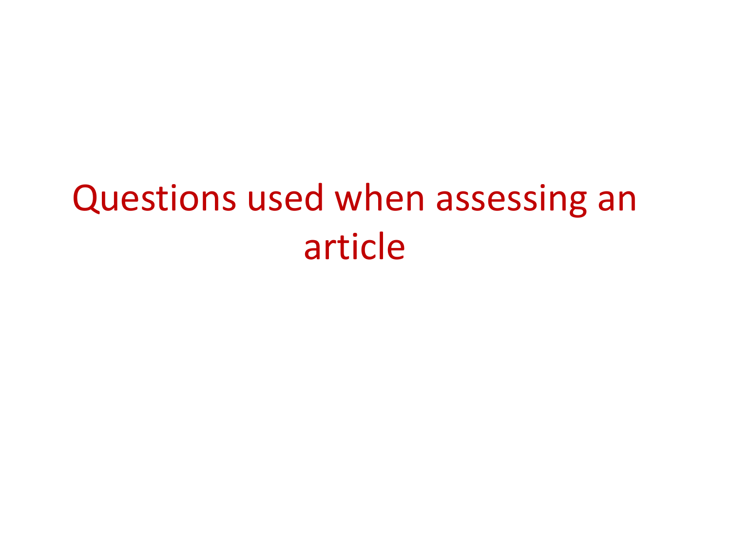# Questions used when assessing an article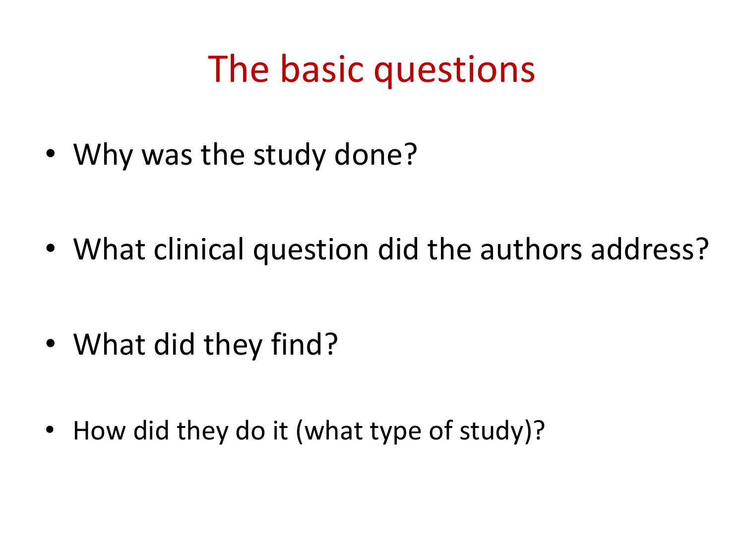# The basic questions

- Why was the study done?
- What clinical question did the authors address?
- What did they find?
- How did they do it (what type of study)?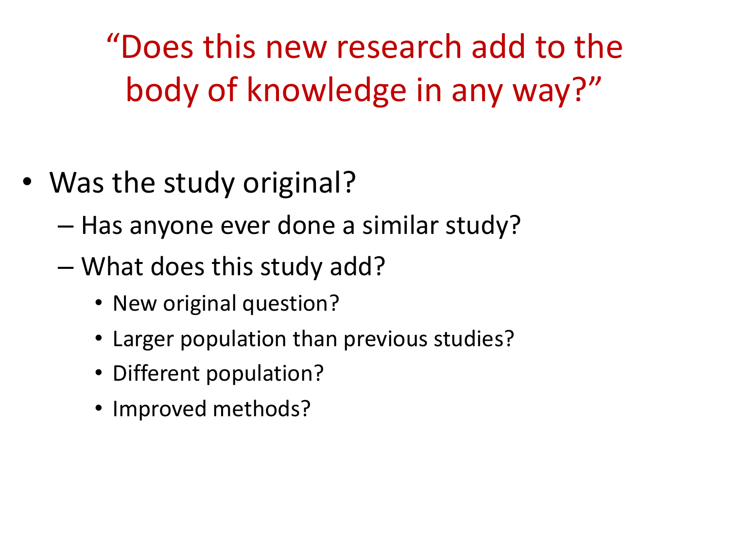# "Does this new research add to the body of knowledge in any way?"

- Was the study original?
  - Has anyone ever done a similar study?
  - What does this study add?
    - New original question?
    - Larger population than previous studies?
    - Different population?
    - Improved methods?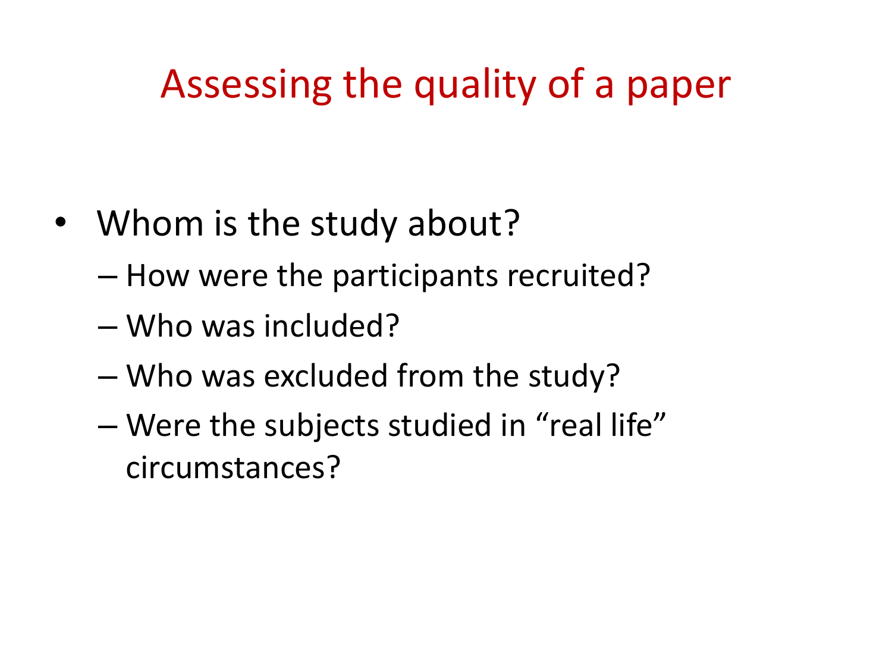# Assessing the quality of a paper

- Whom is the study about?
  - How were the participants recruited?
  - Who was included?
  - Who was excluded from the study?
  - Were the subjects studied in "real life" circumstances?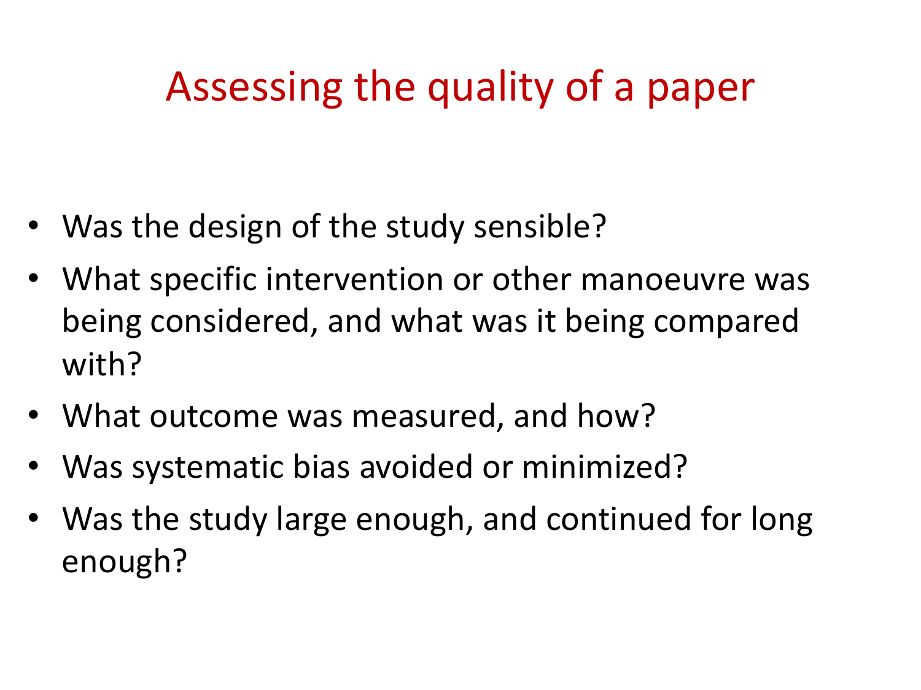# Assessing the quality of a paper

- Was the design of the study sensible?
- What specific intervention or other manoeuvre was being considered, and what was it being compared with?
- What outcome was measured, and how?
- Was systematic bias avoided or minimized?
- Was the study large enough, and continued for long enough?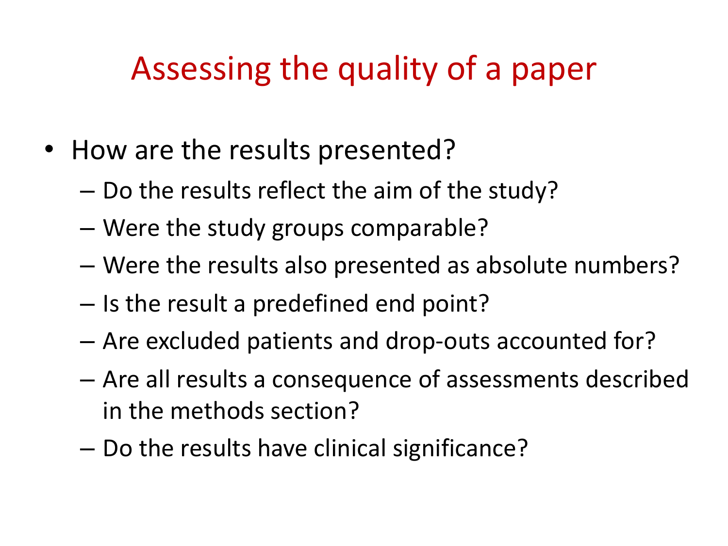# Assessing the quality of a paper

- How are the results presented?
  - Do the results reflect the aim of the study?
  - Were the study groups comparable?
  - Were the results also presented as absolute numbers?
  - Is the result a predefined end point?
  - Are excluded patients and drop-outs accounted for?
  - Are all results a consequence of assessments described in the methods section?
  - Do the results have clinical significance?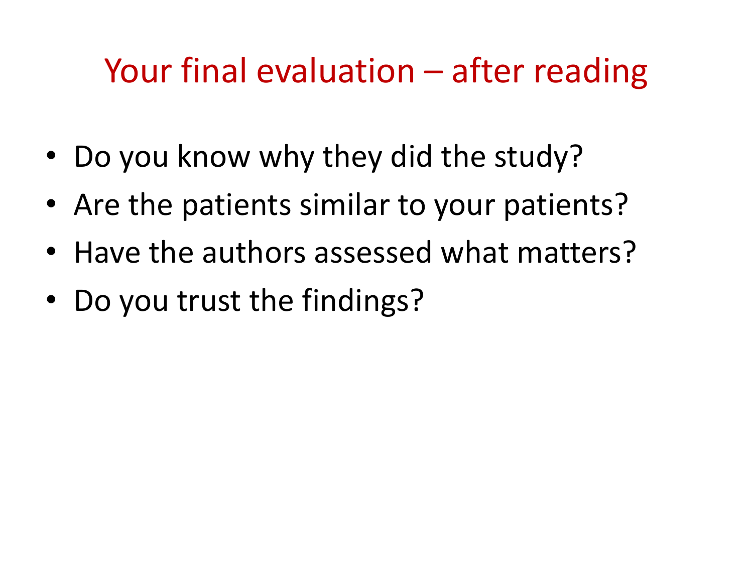# Your final evaluation – after reading

- Do you know why they did the study?
- Are the patients similar to your patients?
- Have the authors assessed what matters?
- Do you trust the findings?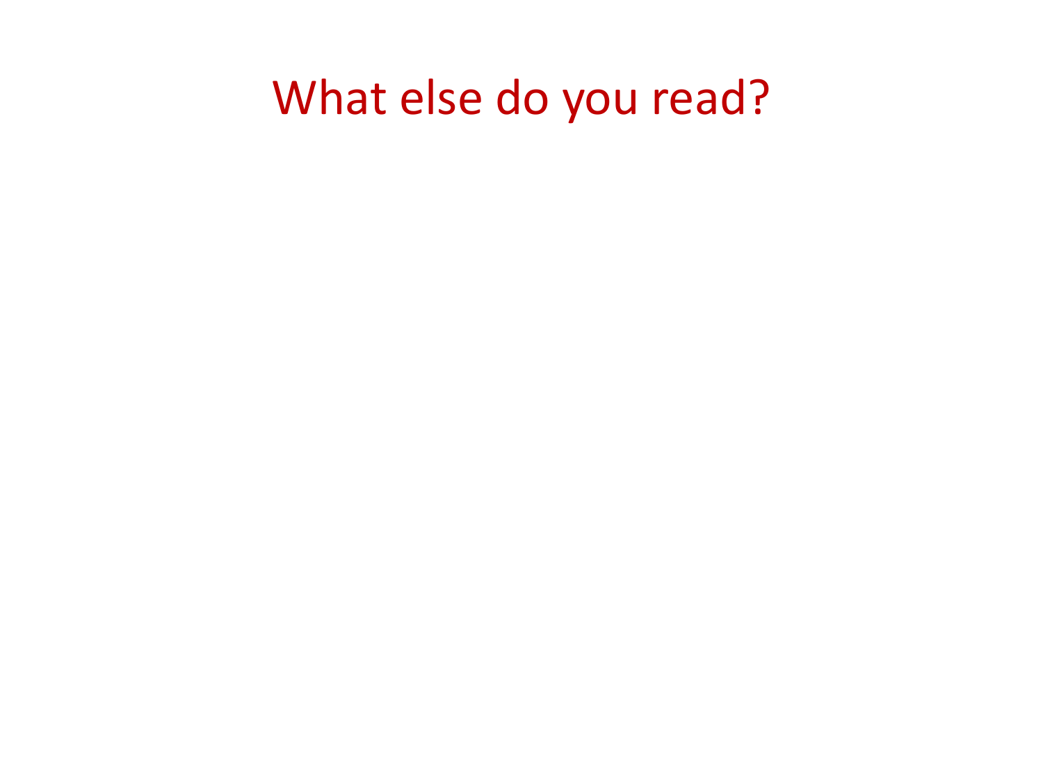# What else do you read?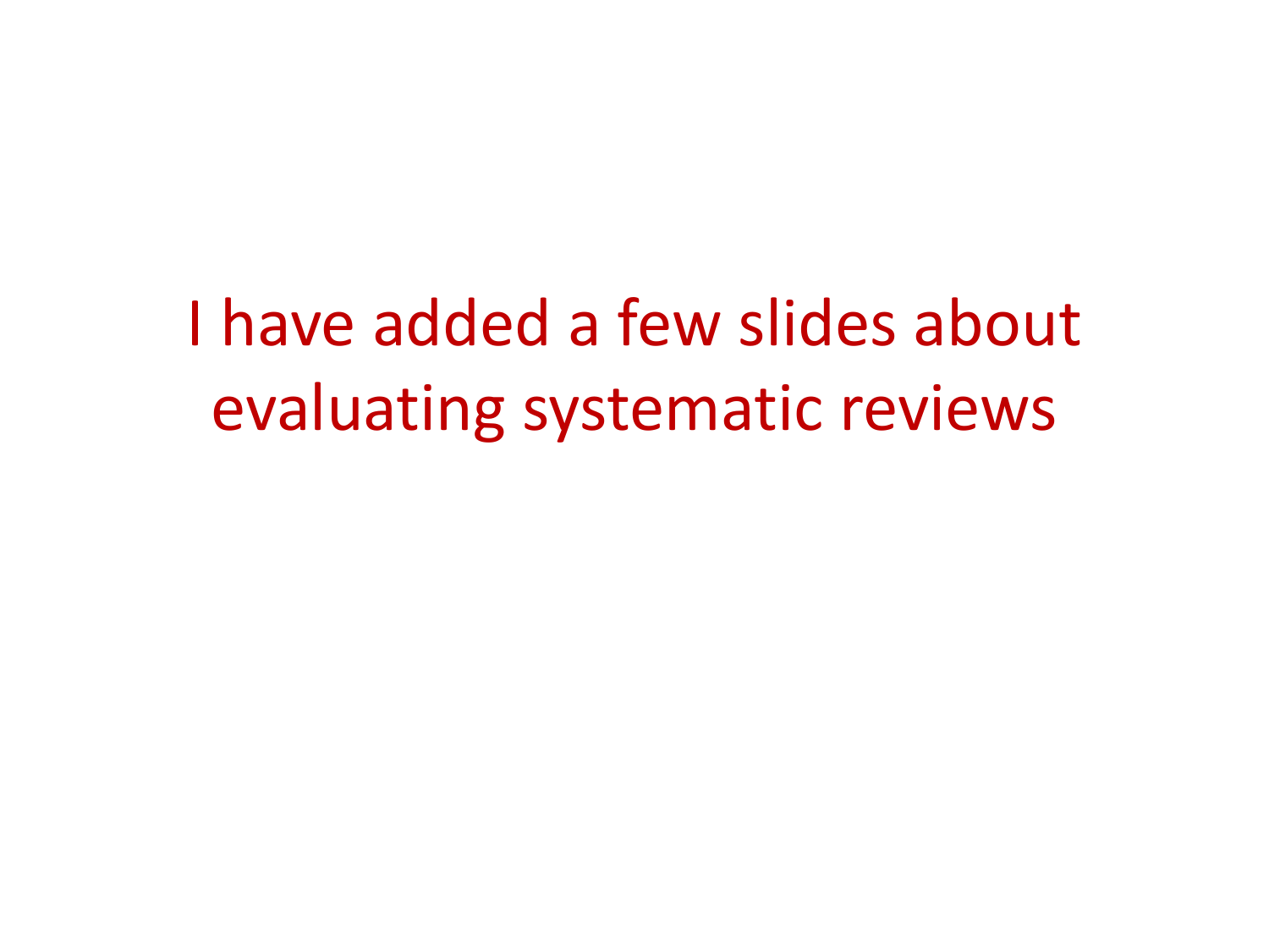I have added a few slides about evaluating systematic reviews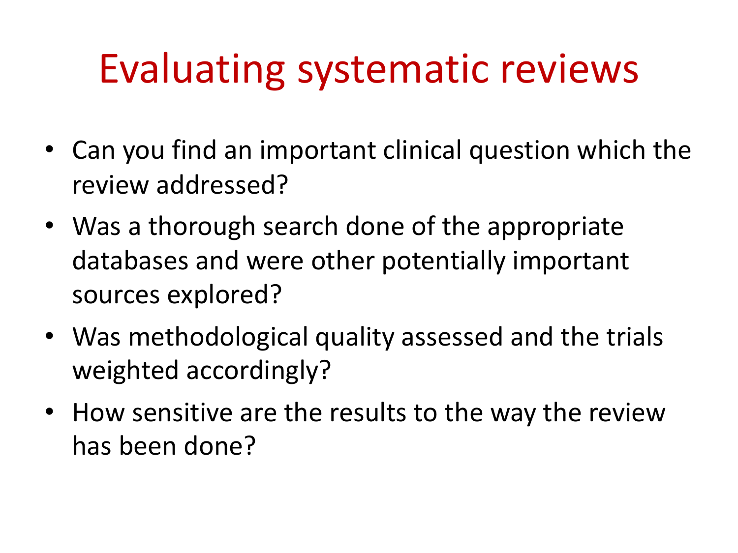# Evaluating systematic reviews

- Can you find an important clinical question which the review addressed?
- Was a thorough search done of the appropriate databases and were other potentially important sources explored?
- Was methodological quality assessed and the trials weighted accordingly?
- How sensitive are the results to the way the review has been done?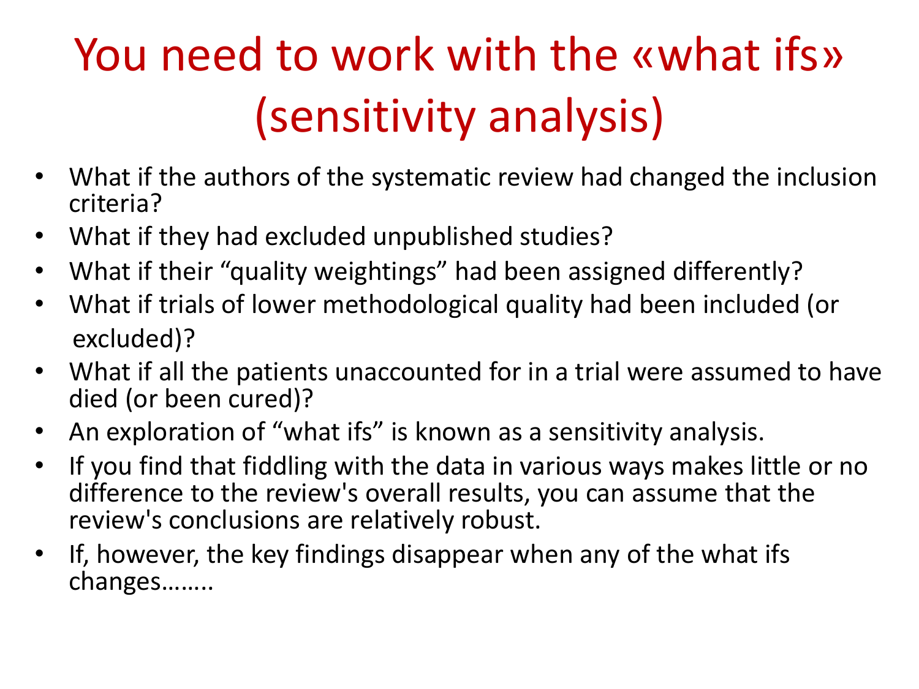# You need to work with the «what ifs» (sensitivity analysis)

- What if the authors of the systematic review had changed the inclusion criteria?
- What if they had excluded unpublished studies?
- What if their “quality weightings” had been assigned differently?
- What if trials of lower methodological quality had been included (or excluded)?
- What if all the patients unaccounted for in a trial were assumed to have died (or been cured)?
- An exploration of “what ifs” is known as a sensitivity analysis.
- If you find that fiddling with the data in various ways makes little or no difference to the review's overall results, you can assume that the review's conclusions are relatively robust.
- If, however, the key findings disappear when any of the what ifs changes……..